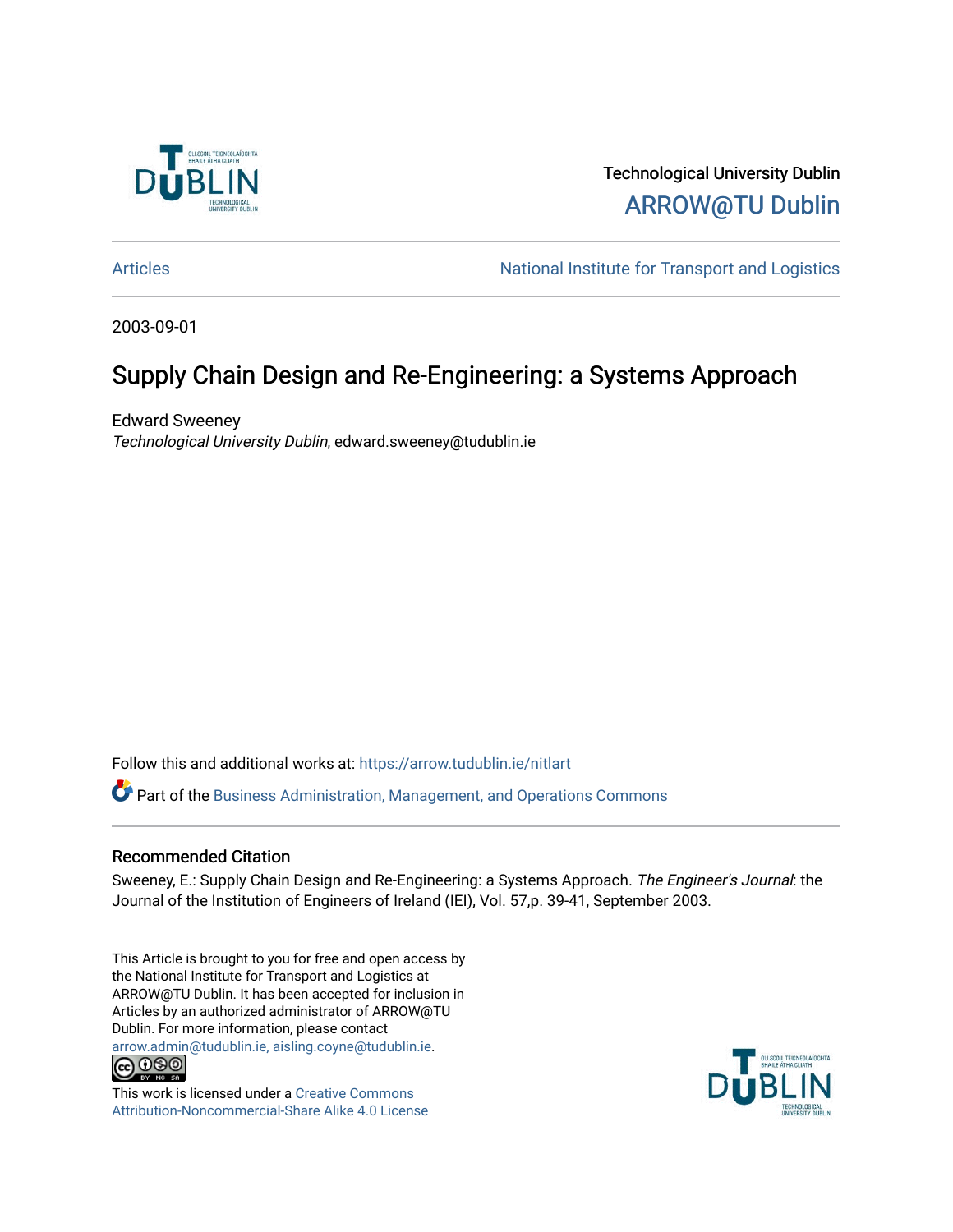Technological University Dublin

ARROW@TU Dublin

Articles | National Institute for Transport and Logistics

2003-09-01

# Supply Chain Design and Re-Engineering: a Systems Approach

Edward Sweeney
*Technological University Dublin*, edward.sweeney@tudublin.ie

Follow this and additional works at: https://arrow.tudublin.ie/nitlart

Part of the Business Administration, Management, and Operations Commons

## Recommended Citation

Sweeney, E.: Supply Chain Design and Re-Engineering: a Systems Approach. *The Engineer's Journal*: the Journal of the Institution of Engineers of Ireland (IEI), Vol. 57,p. 39-41, September 2003.

This Article is brought to you for free and open access by the National Institute for Transport and Logistics at ARROW@TU Dublin. It has been accepted for inclusion in Articles by an authorized administrator of ARROW@TU Dublin. For more information, please contact arrow.admin@tudublin.ie, aisling.coyne@tudublin.ie.

This work is licensed under a Creative Commons Attribution-Noncommercial-Share Alike 4.0 License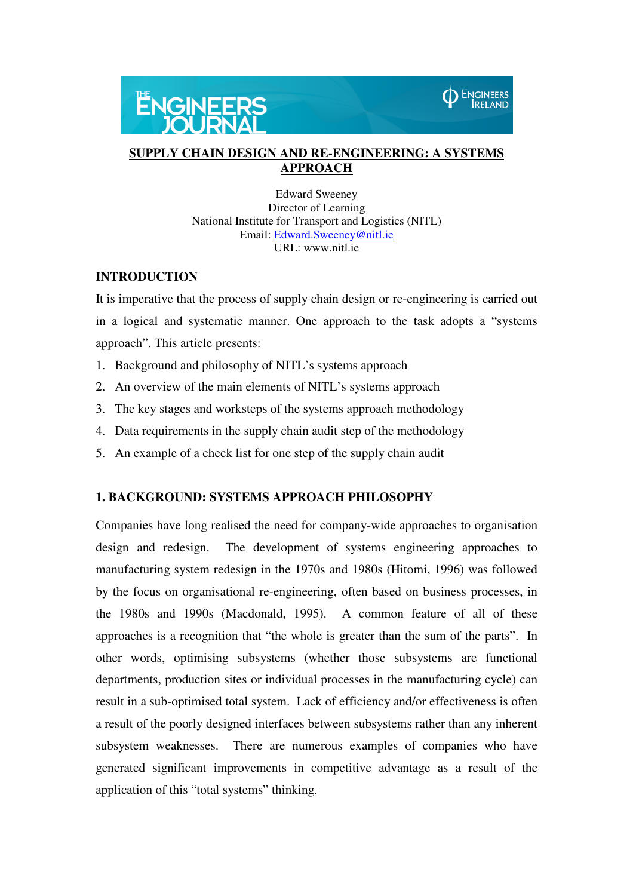**SUPPLY CHAIN DESIGN AND RE-ENGINEERING: A SYSTEMS APPROACH**

Edward Sweeney
Director of Learning
National Institute for Transport and Logistics (NITL)
Email: Edward.Sweeney@nitl.ie
URL: www.nitl.ie

## INTRODUCTION

It is imperative that the process of supply chain design or re-engineering is carried out in a logical and systematic manner. One approach to the task adopts a "systems approach". This article presents:

1. Background and philosophy of NITL's systems approach
2. An overview of the main elements of NITL's systems approach
3. The key stages and worksteps of the systems approach methodology
4. Data requirements in the supply chain audit step of the methodology
5. An example of a check list for one step of the supply chain audit

## 1. BACKGROUND: SYSTEMS APPROACH PHILOSOPHY

Companies have long realised the need for company-wide approaches to organisation design and redesign. The development of systems engineering approaches to manufacturing system redesign in the 1970s and 1980s (Hitomi, 1996) was followed by the focus on organisational re-engineering, often based on business processes, in the 1980s and 1990s (Macdonald, 1995). A common feature of all of these approaches is a recognition that "the whole is greater than the sum of the parts". In other words, optimising subsystems (whether those subsystems are functional departments, production sites or individual processes in the manufacturing cycle) can result in a sub-optimised total system. Lack of efficiency and/or effectiveness is often a result of the poorly designed interfaces between subsystems rather than any inherent subsystem weaknesses. There are numerous examples of companies who have generated significant improvements in competitive advantage as a result of the application of this "total systems" thinking.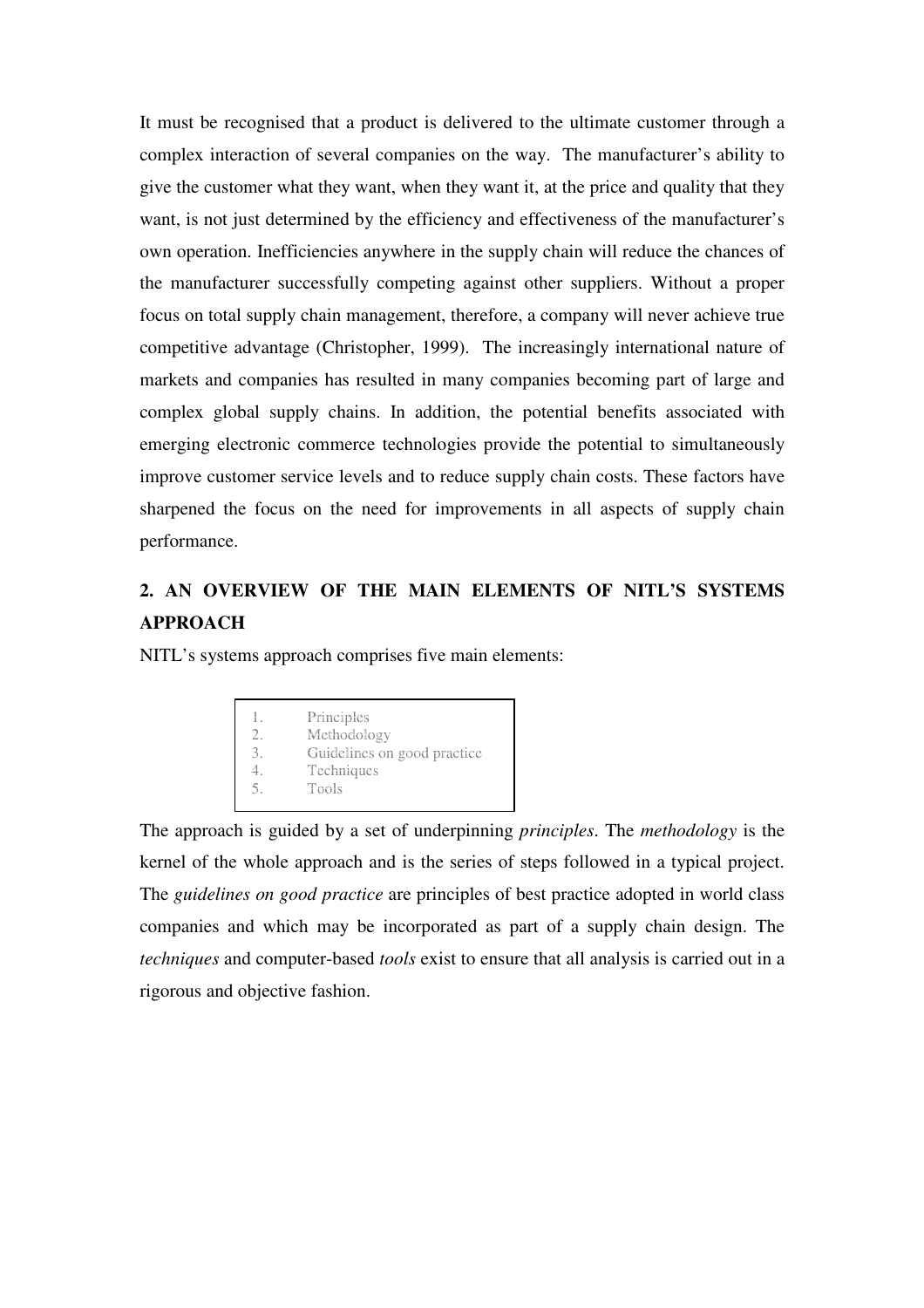It must be recognised that a product is delivered to the ultimate customer through a complex interaction of several companies on the way. The manufacturer's ability to give the customer what they want, when they want it, at the price and quality that they want, is not just determined by the efficiency and effectiveness of the manufacturer's own operation. Inefficiencies anywhere in the supply chain will reduce the chances of the manufacturer successfully competing against other suppliers. Without a proper focus on total supply chain management, therefore, a company will never achieve true competitive advantage (Christopher, 1999). The increasingly international nature of markets and companies has resulted in many companies becoming part of large and complex global supply chains. In addition, the potential benefits associated with emerging electronic commerce technologies provide the potential to simultaneously improve customer service levels and to reduce supply chain costs. These factors have sharpened the focus on the need for improvements in all aspects of supply chain performance.

## 2. AN OVERVIEW OF THE MAIN ELEMENTS OF NITL'S SYSTEMS APPROACH

NITL's systems approach comprises five main elements:

1. Principles
2. Methodology
3. Guidelines on good practice
4. Techniques
5. Tools

The approach is guided by a set of underpinning *principles*. The *methodology* is the kernel of the whole approach and is the series of steps followed in a typical project. The *guidelines on good practice* are principles of best practice adopted in world class companies and which may be incorporated as part of a supply chain design. The *techniques* and computer-based *tools* exist to ensure that all analysis is carried out in a rigorous and objective fashion.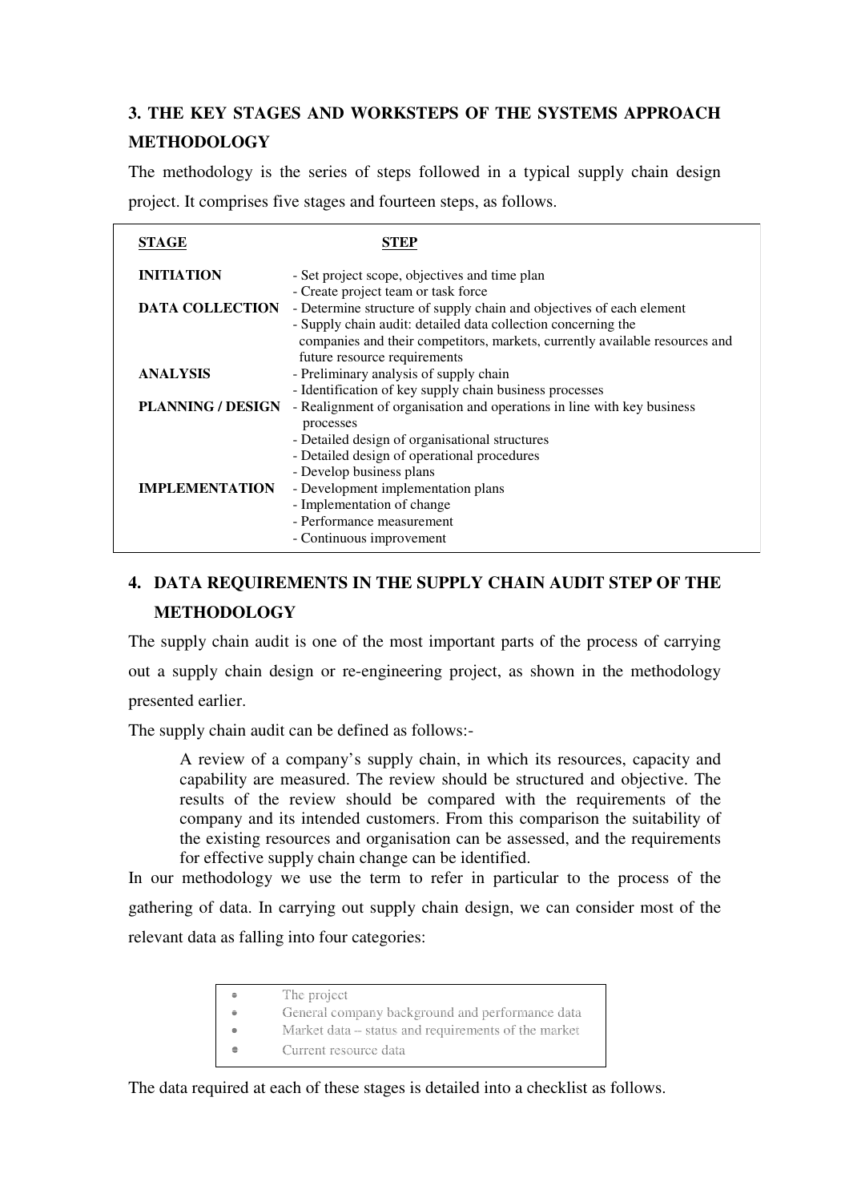## 3. THE KEY STAGES AND WORKSTEPS OF THE SYSTEMS APPROACH METHODOLOGY

The methodology is the series of steps followed in a typical supply chain design project. It comprises five stages and fourteen steps, as follows.

| STAGE | STEP |
|---|---|
| **INITIATION** | - Set project scope, objectives and time plan<br>- Create project team or task force |
| **DATA COLLECTION** | - Determine structure of supply chain and objectives of each element<br>- Supply chain audit: detailed data collection concerning the companies and their competitors, markets, currently available resources and future resource requirements |
| **ANALYSIS** | - Preliminary analysis of supply chain<br>- Identification of key supply chain business processes |
| **PLANNING / DESIGN** | - Realignment of organisation and operations in line with key business processes<br>- Detailed design of organisational structures<br>- Detailed design of operational procedures<br>- Develop business plans |
| **IMPLEMENTATION** | - Development implementation plans<br>- Implementation of change<br>- Performance measurement<br>- Continuous improvement |

## 4. DATA REQUIREMENTS IN THE SUPPLY CHAIN AUDIT STEP OF THE METHODOLOGY

The supply chain audit is one of the most important parts of the process of carrying out a supply chain design or re-engineering project, as shown in the methodology presented earlier.

The supply chain audit can be defined as follows:-

> A review of a company's supply chain, in which its resources, capacity and capability are measured. The review should be structured and objective. The results of the review should be compared with the requirements of the company and its intended customers. From this comparison the suitability of the existing resources and organisation can be assessed, and the requirements for effective supply chain change can be identified.

In our methodology we use the term to refer in particular to the process of the gathering of data. In carrying out supply chain design, we can consider most of the relevant data as falling into four categories:

- The project
- General company background and performance data
- Market data – status and requirements of the market
- Current resource data

The data required at each of these stages is detailed into a checklist as follows.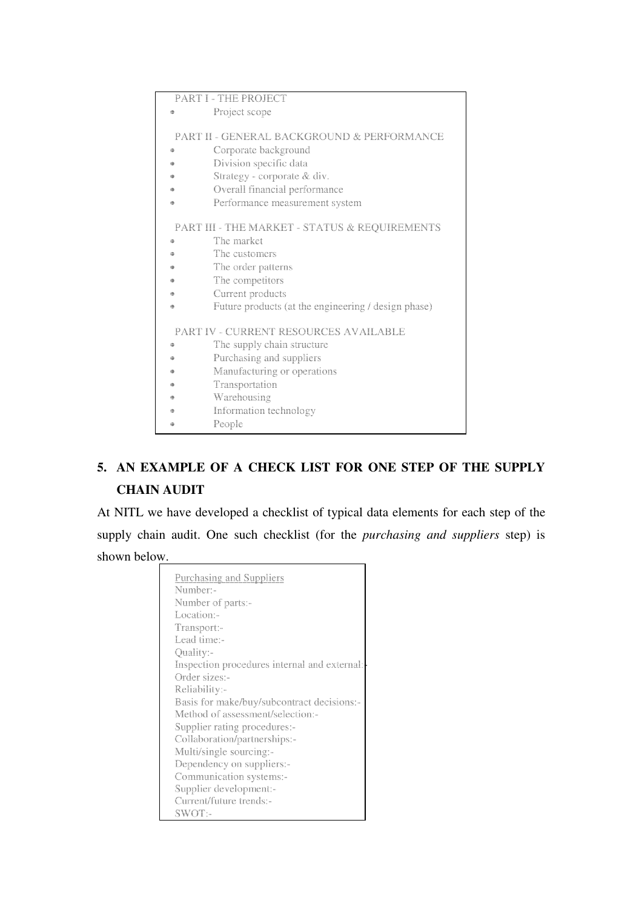PART I - THE PROJECT

- Project scope

PART II - GENERAL BACKGROUND & PERFORMANCE

- Corporate background
- Division specific data
- Strategy - corporate & div.
- Overall financial performance
- Performance measurement system

PART III - THE MARKET - STATUS & REQUIREMENTS

- The market
- The customers
- The order patterns
- The competitors
- Current products
- Future products (at the engineering / design phase)

PART IV - CURRENT RESOURCES AVAILABLE

- The supply chain structure
- Purchasing and suppliers
- Manufacturing or operations
- Transportation
- Warehousing
- Information technology
- People

## 5. AN EXAMPLE OF A CHECK LIST FOR ONE STEP OF THE SUPPLY CHAIN AUDIT

At NITL we have developed a checklist of typical data elements for each step of the supply chain audit. One such checklist (for the *purchasing and suppliers* step) is shown below.

<u>Purchasing and Suppliers</u>

Number:-
Number of parts:-
Location:-
Transport:-
Lead time:-
Quality:-
Inspection procedures internal and external:-
Order sizes:-
Reliability:-
Basis for make/buy/subcontract decisions:-
Method of assessment/selection:-
Supplier rating procedures:-
Collaboration/partnerships:-
Multi/single sourcing:-
Dependency on suppliers:-
Communication systems:-
Supplier development:-
Current/future trends:-
SWOT:-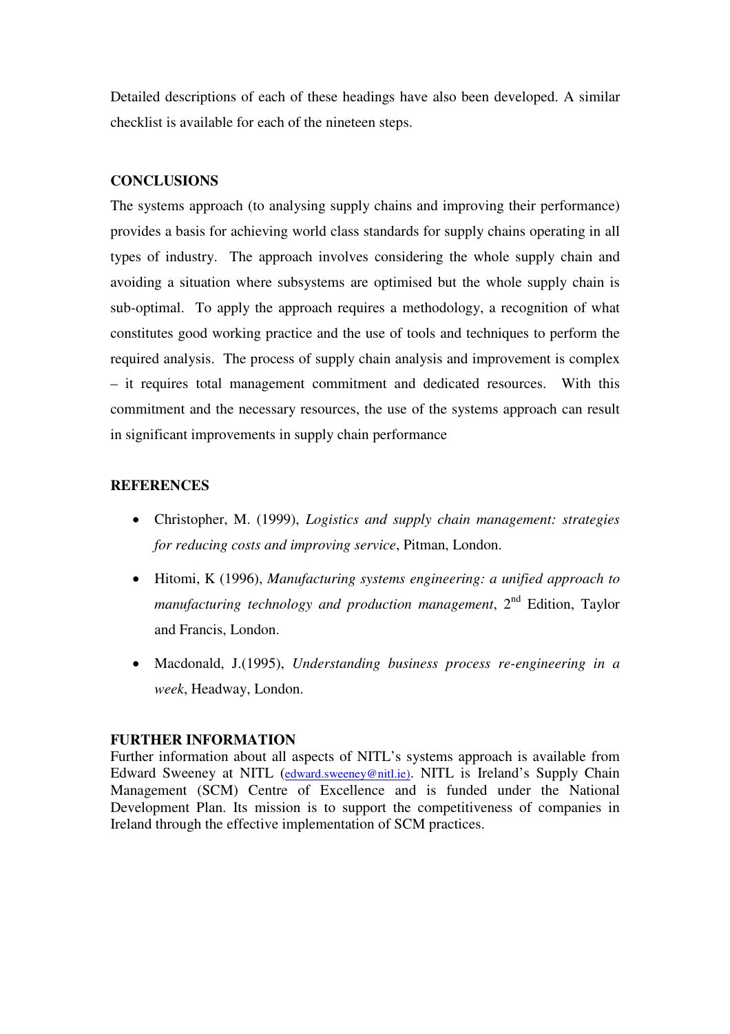Detailed descriptions of each of these headings have also been developed. A similar checklist is available for each of the nineteen steps.

## CONCLUSIONS

The systems approach (to analysing supply chains and improving their performance) provides a basis for achieving world class standards for supply chains operating in all types of industry. The approach involves considering the whole supply chain and avoiding a situation where subsystems are optimised but the whole supply chain is sub-optimal. To apply the approach requires a methodology, a recognition of what constitutes good working practice and the use of tools and techniques to perform the required analysis. The process of supply chain analysis and improvement is complex – it requires total management commitment and dedicated resources. With this commitment and the necessary resources, the use of the systems approach can result in significant improvements in supply chain performance

## REFERENCES

- Christopher, M. (1999), *Logistics and supply chain management: strategies for reducing costs and improving service*, Pitman, London.
- Hitomi, K (1996), *Manufacturing systems engineering: a unified approach to manufacturing technology and production management*, 2nd Edition, Taylor and Francis, London.
- Macdonald, J.(1995), *Understanding business process re-engineering in a week*, Headway, London.

## FURTHER INFORMATION

Further information about all aspects of NITL's systems approach is available from Edward Sweeney at NITL (edward.sweeney@nitl.ie). NITL is Ireland's Supply Chain Management (SCM) Centre of Excellence and is funded under the National Development Plan. Its mission is to support the competitiveness of companies in Ireland through the effective implementation of SCM practices.